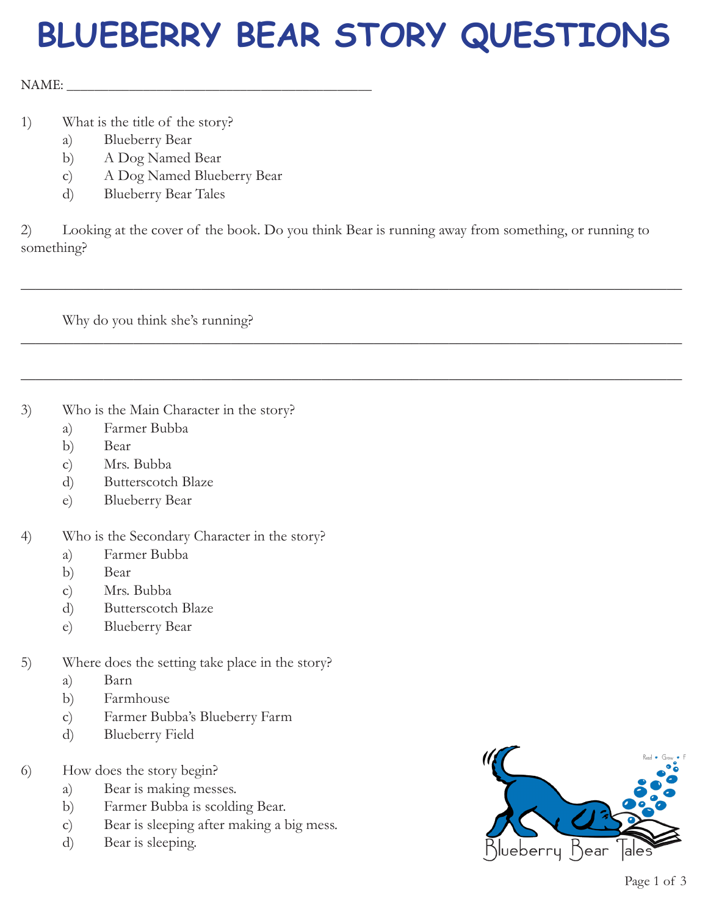# BLUEBERRY BEAR STORY QUESTIONS

NAME: ___________________________________________

1) What is the title of the story?
   a) Blueberry Bear
   b) A Dog Named Bear
   c) A Dog Named Blueberry Bear
   d) Blueberry Bear Tales

2) Looking at the cover of the book. Do you think Bear is running away from something, or running to something?

_______________________________________________________________________________

Why do you think she's running?

_______________________________________________________________________________

_______________________________________________________________________________

3) Who is the Main Character in the story?
   a) Farmer Bubba
   b) Bear
   c) Mrs. Bubba
   d) Butterscotch Blaze
   e) Blueberry Bear

4) Who is the Secondary Character in the story?
   a) Farmer Bubba
   b) Bear
   c) Mrs. Bubba
   d) Butterscotch Blaze
   e) Blueberry Bear

5) Where does the setting take place in the story?
   a) Barn
   b) Farmhouse
   c) Farmer Bubba's Blueberry Farm
   d) Blueberry Field

6) How does the story begin?
   a) Bear is making messes.
   b) Farmer Bubba is scolding Bear.
   c) Bear is sleeping after making a big mess.
   d) Bear is sleeping.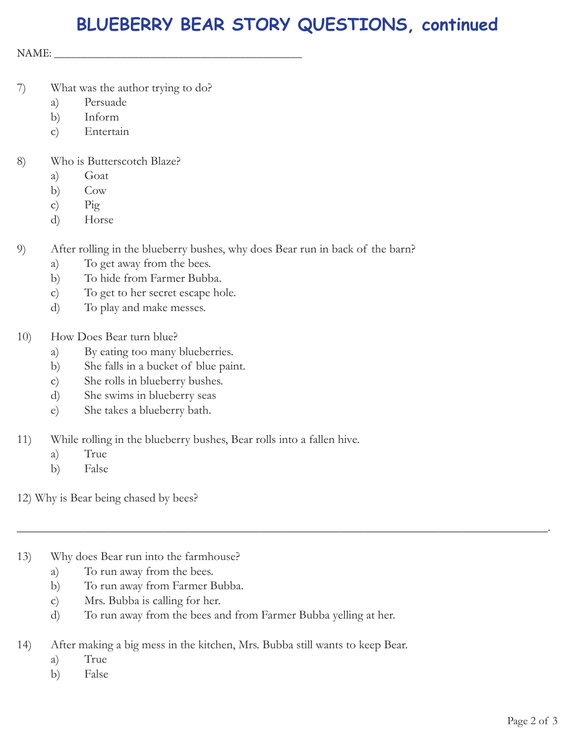# BLUEBERRY BEAR STORY QUESTIONS, continued

NAME: ___________________________________________

7) What was the author trying to do?
   a) Persuade
   b) Inform
   c) Entertain

8) Who is Butterscotch Blaze?
   a) Goat
   b) Cow
   c) Pig
   d) Horse

9) After rolling in the blueberry bushes, why does Bear run in back of the barn?
   a) To get away from the bees.
   b) To hide from Farmer Bubba.
   c) To get to her secret escape hole.
   d) To play and make messes.

10) How Does Bear turn blue?
   a) By eating too many blueberries.
   b) She falls in a bucket of blue paint.
   c) She rolls in blueberry bushes.
   d) She swims in blueberry seas
   e) She takes a blueberry bath.

11) While rolling in the blueberry bushes, Bear rolls into a fallen hive.
   a) True
   b) False

12) Why is Bear being chased by bees?

______________________________________________________________________________________.

13) Why does Bear run into the farmhouse?
   a) To run away from the bees.
   b) To run away from Farmer Bubba.
   c) Mrs. Bubba is calling for her.
   d) To run away from the bees and from Farmer Bubba yelling at her.

14) After making a big mess in the kitchen, Mrs. Bubba still wants to keep Bear.
   a) True
   b) False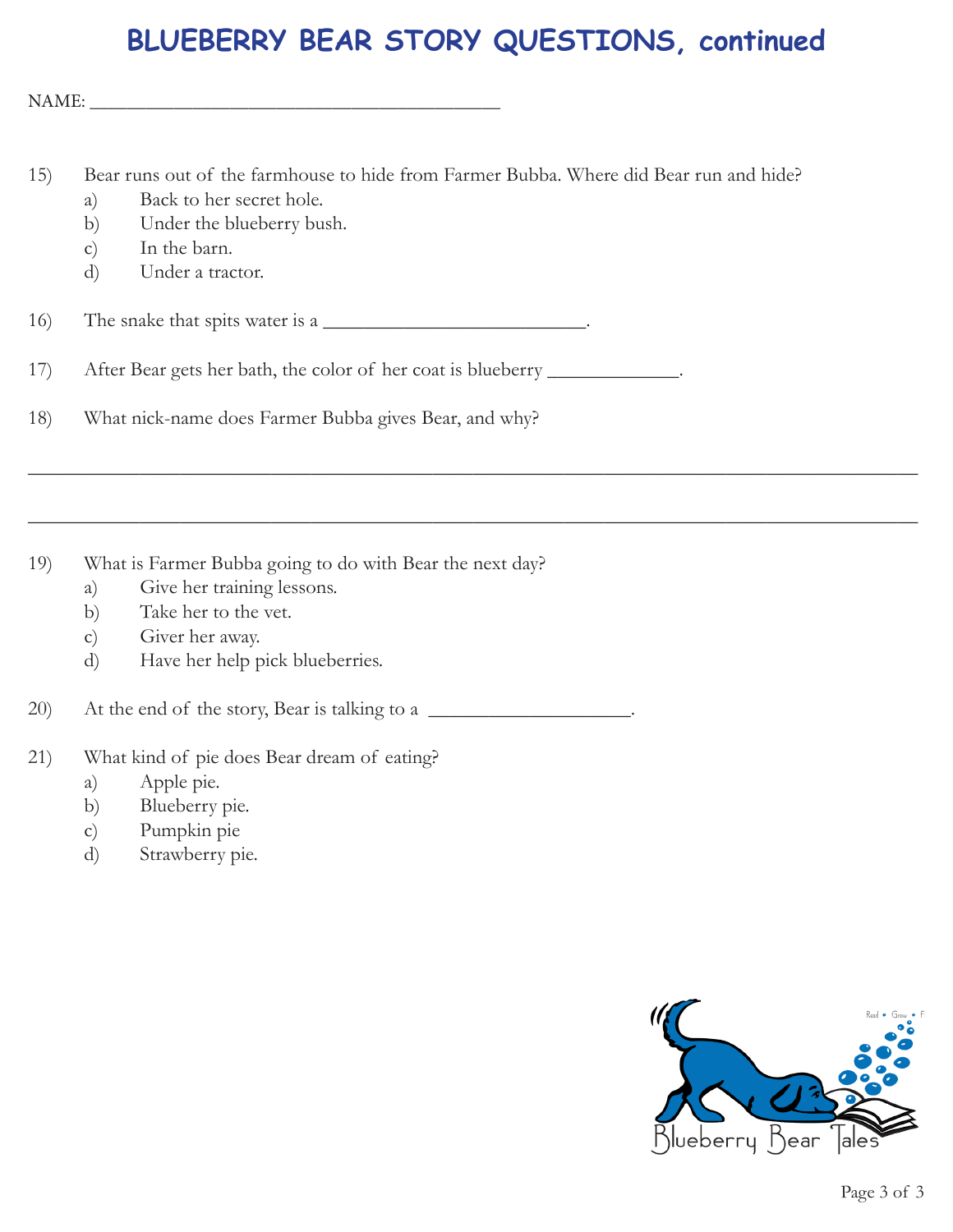# BLUEBERRY BEAR STORY QUESTIONS, continued

NAME: ___________________________________________

15) Bear runs out of the farmhouse to hide from Farmer Bubba. Where did Bear run and hide?
   a) Back to her secret hole.
   b) Under the blueberry bush.
   c) In the barn.
   d) Under a tractor.

16) The snake that spits water is a ___________________________.

17) After Bear gets her bath, the color of her coat is blueberry _____________.

18) What nick-name does Farmer Bubba gives Bear, and why?

_____________________________________________________________________________________

_____________________________________________________________________________________

19) What is Farmer Bubba going to do with Bear the next day?
   a) Give her training lessons.
   b) Take her to the vet.
   c) Giver her away.
   d) Have her help pick blueberries.

20) At the end of the story, Bear is talking to a ____________________.

21) What kind of pie does Bear dream of eating?
   a) Apple pie.
   b) Blueberry pie.
   c) Pumpkin pie
   d) Strawberry pie.

Blueberry Bear Tales